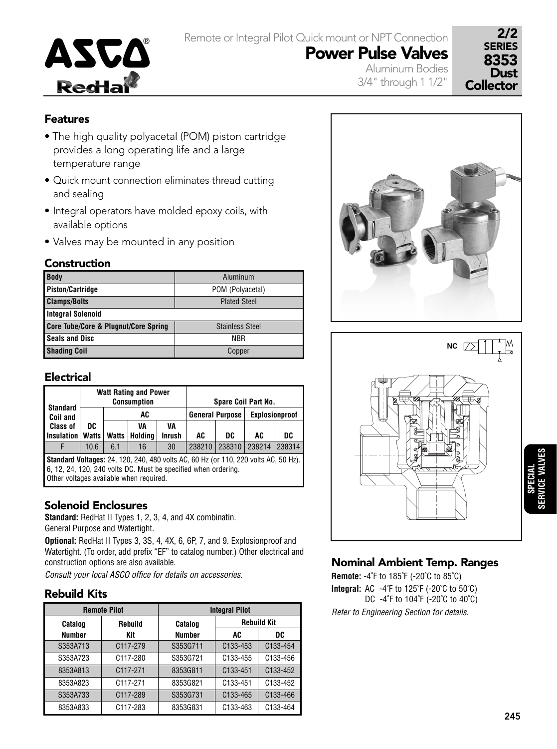# Power Pulse Valves

Remote or Integral Pilot Quick mount or NPT Connection

Aluminum Bodies
3/4" through 1 1/2"

**2/2 SERIES 8353 Dust Collector**

## Features

- The high quality polyacetal (POM) piston cartridge provides a long operating life and a large temperature range
- Quick mount connection eliminates thread cutting and sealing
- Integral operators have molded epoxy coils, with available options
- Valves may be mounted in any position

## Construction

| Body | Aluminum |
|---|---|
| Piston/Cartridge | POM (Polyacetal) |
| Clamps/Bolts | Plated Steel |
| **Integral Solenoid** | |
| Core Tube/Core & Plugnut/Core Spring | Stainless Steel |
| Seals and Disc | NBR |
| Shading Coil | Copper |

## Electrical

| Standard Coil and Class of Insulation | Watt Rating and Power Consumption | | | | Spare Coil Part No. | | | |
|---|---|---|---|---|---|---|---|---|
| | | AC | | | General Purpose | | Explosionproof | |
| | DC Watts | Watts | VA Holding | VA Inrush | AC | DC | AC | DC |
| F | 10.6 | 6.1 | 16 | 30 | 238210 | 238310 | 238214 | 238314 |

**Standard Voltages:** 24, 120, 240, 480 volts AC, 60 Hz (or 110, 220 volts AC, 50 Hz). 6, 12, 24, 120, 240 volts DC. Must be specified when ordering.
Other voltages available when required.

## Solenoid Enclosures

**Standard:** RedHat II Types 1, 2, 3, 4, and 4X combinatin. General Purpose and Watertight.

**Optional:** RedHat II Types 3, 3S, 4, 4X, 6, 6P, 7, and 9. Explosionproof and Watertight. (To order, add prefix "EF" to catalog number.) Other electrical and construction options are also available.

*Consult your local ASCO office for details on accessories.*

## Rebuild Kits

| Remote Pilot | | Integral Pilot | | |
|---|---|---|---|---|
| Catalog Number | Rebuild Kit | Catalog Number | Rebuild Kit AC | Rebuild Kit DC |
| S353A713 | C117-279 | S353G711 | C133-453 | C133-454 |
| S353A723 | C117-280 | S353G721 | C133-455 | C133-456 |
| 8353A813 | C117-271 | 8353G811 | C133-451 | C133-452 |
| 8353A823 | C117-271 | 8353G821 | C133-451 | C133-452 |
| S353A733 | C117-289 | S353G731 | C133-465 | C133-466 |
| 8353A833 | C117-283 | 8353G831 | C133-463 | C133-464 |

## Nominal Ambient Temp. Ranges

**Remote:** -4°F to 185°F (-20°C to 85°C)

**Integral:** AC -4°F to 125°F (-20°C to 50°C)
DC -4°F to 104°F (-20°C to 40°C)

*Refer to Engineering Section for details.*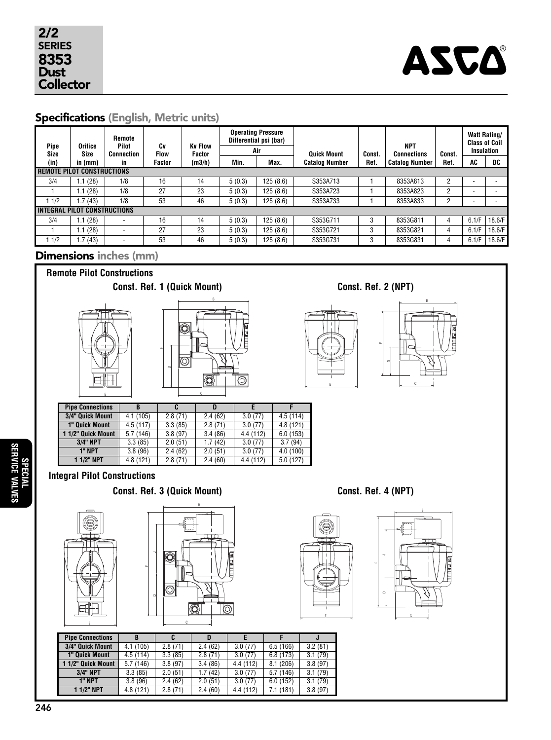2/2
SERIES
# 8353
## Dust Collector

## Specifications (English, Metric units)

| Pipe Size (in) | Orifice Size in (mm) | Remote Pilot Connection in | Cv Flow Factor | Kv Flow Factor (m3/h) | Operating Pressure Differential psi (bar) Air Min. | Max. | Quick Mount Catalog Number | Const. Ref. | NPT Connections Catalog Number | Const. Ref. | Watt Rating/ Class of Coil Insulation AC | DC |
|---|---|---|---|---|---|---|---|---|---|---|---|---|
| **REMOTE PILOT CONSTRUCTIONS** | | | | | | | | | | | | |
| 3/4 | 1.1 (28) | 1/8 | 16 | 14 | 5 (0.3) | 125 (8.6) | S353A713 | 1 | 8353A813 | 2 | - | - |
| 1 | 1.1 (28) | 1/8 | 27 | 23 | 5 (0.3) | 125 (8.6) | S353A723 | 1 | 8353A823 | 2 | - | - |
| 1 1/2 | 1.7 (43) | 1/8 | 53 | 46 | 5 (0.3) | 125 (8.6) | S353A733 | 1 | 8353A833 | 2 | - | - |
| **INTEGRAL PILOT CONSTRUCTIONS** | | | | | | | | | | | | |
| 3/4 | 1.1 (28) | - | 16 | 14 | 5 (0.3) | 125 (8.6) | S353G711 | 3 | 8353G811 | 4 | 6.1/F | 18.6/F |
| 1 | 1.1 (28) | - | 27 | 23 | 5 (0.3) | 125 (8.6) | S353G721 | 3 | 8353G821 | 4 | 6.1/F | 18.6/F |
| 1 1/2 | 1.7 (43) | - | 53 | 46 | 5 (0.3) | 125 (8.6) | S353G731 | 3 | 8353G831 | 4 | 6.1/F | 18.6/F |

## Dimensions inches (mm)

### Remote Pilot Constructions

Const. Ref. 1 (Quick Mount)

Const. Ref. 2 (NPT)

| Pipe Connections | B | C | D | E | F |
|---|---|---|---|---|---|
| 3/4" Quick Mount | 4.1 (105) | 2.8 (71) | 2.4 (62) | 3.0 (77) | 4.5 (114) |
| 1" Quick Mount | 4.5 (117) | 3.3 (85) | 2.8 (71) | 3.0 (77) | 4.8 (121) |
| 1 1/2" Quick Mount | 5.7 (146) | 3.8 (97) | 3.4 (86) | 4.4 (112) | 6.0 (153) |
| 3/4" NPT | 3.3 (85) | 2.0 (51) | 1.7 (42) | 3.0 (77) | 3.7 (94) |
| 1" NPT | 3.8 (96) | 2.4 (62) | 2.0 (51) | 3.0 (77) | 4.0 (100) |
| 1 1/2" NPT | 4.8 (121) | 2.8 (71) | 2.4 (60) | 4.4 (112) | 5.0 (127) |

### Integral Pilot Constructions

Const. Ref. 3 (Quick Mount)

Const. Ref. 4 (NPT)

| Pipe Connections | B | C | D | E | F | J |
|---|---|---|---|---|---|---|
| 3/4" Quick Mount | 4.1 (105) | 2.8 (71) | 2.4 (62) | 3.0 (77) | 6.5 (166) | 3.2 (81) |
| 1" Quick Mount | 4.5 (114) | 3.3 (85) | 2.8 (71) | 3.0 (77) | 6.8 (173) | 3.1 (79) |
| 1 1/2" Quick Mount | 5.7 (146) | 3.8 (97) | 3.4 (86) | 4.4 (112) | 8.1 (206) | 3.8 (97) |
| 3/4" NPT | 3.3 (85) | 2.0 (51) | 1.7 (42) | 3.0 (77) | 5.7 (146) | 3.1 (79) |
| 1" NPT | 3.8 (96) | 2.4 (62) | 2.0 (51) | 3.0 (77) | 6.0 (152) | 3.1 (79) |
| 1 1/2" NPT | 4.8 (121) | 2.8 (71) | 2.4 (60) | 4.4 (112) | 7.1 (181) | 3.8 (97) |